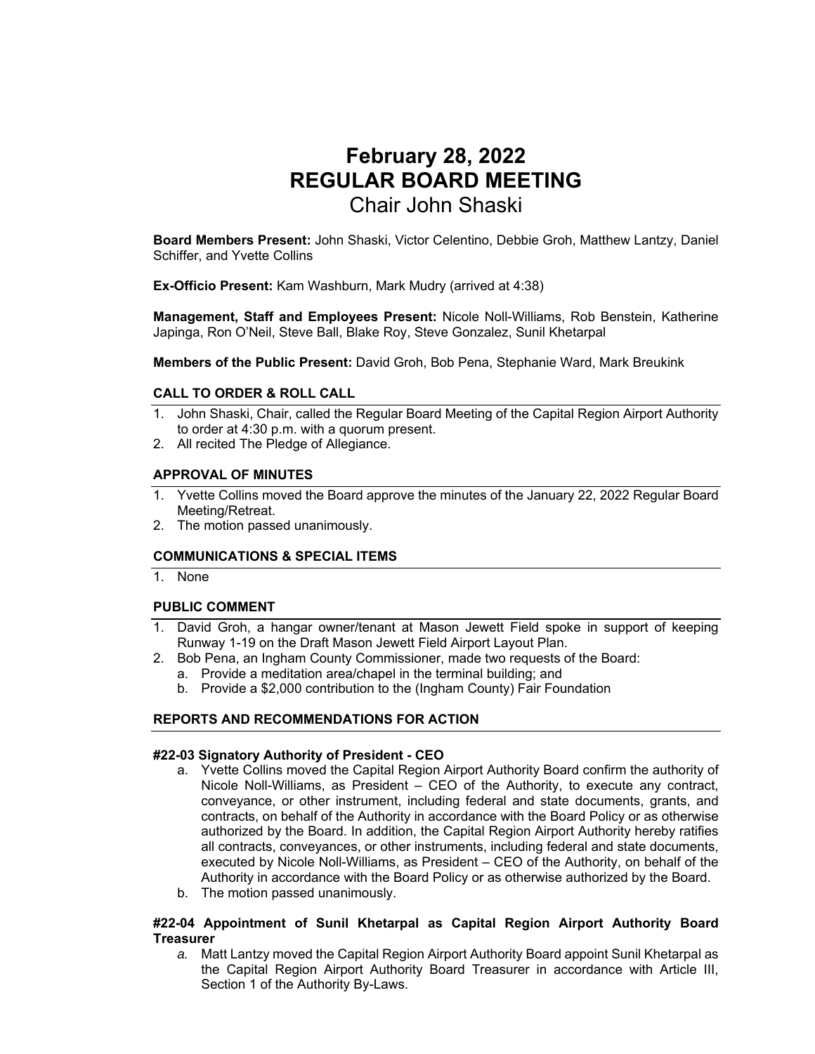# February 28, 2022
# REGULAR BOARD MEETING
## Chair John Shaski

**Board Members Present:** John Shaski, Victor Celentino, Debbie Groh, Matthew Lantzy, Daniel Schiffer, and Yvette Collins

**Ex-Officio Present:** Kam Washburn, Mark Mudry (arrived at 4:38)

**Management, Staff and Employees Present:** Nicole Noll-Williams, Rob Benstein, Katherine Japinga, Ron O'Neil, Steve Ball, Blake Roy, Steve Gonzalez, Sunil Khetarpal

**Members of the Public Present:** David Groh, Bob Pena, Stephanie Ward, Mark Breukink

### CALL TO ORDER & ROLL CALL

1. John Shaski, Chair, called the Regular Board Meeting of the Capital Region Airport Authority to order at 4:30 p.m. with a quorum present.
2. All recited The Pledge of Allegiance.

### APPROVAL OF MINUTES

1. Yvette Collins moved the Board approve the minutes of the January 22, 2022 Regular Board Meeting/Retreat.
2. The motion passed unanimously.

### COMMUNICATIONS & SPECIAL ITEMS

1. None

### PUBLIC COMMENT

1. David Groh, a hangar owner/tenant at Mason Jewett Field spoke in support of keeping Runway 1-19 on the Draft Mason Jewett Field Airport Layout Plan.
2. Bob Pena, an Ingham County Commissioner, made two requests of the Board:
   a. Provide a meditation area/chapel in the terminal building; and
   b. Provide a $2,000 contribution to the (Ingham County) Fair Foundation

### REPORTS AND RECOMMENDATIONS FOR ACTION

**#22-03 Signatory Authority of President - CEO**

a. Yvette Collins moved the Capital Region Airport Authority Board confirm the authority of Nicole Noll-Williams, as President – CEO of the Authority, to execute any contract, conveyance, or other instrument, including federal and state documents, grants, and contracts, on behalf of the Authority in accordance with the Board Policy or as otherwise authorized by the Board. In addition, the Capital Region Airport Authority hereby ratifies all contracts, conveyances, or other instruments, including federal and state documents, executed by Nicole Noll-Williams, as President – CEO of the Authority, on behalf of the Authority in accordance with the Board Policy or as otherwise authorized by the Board.
b. The motion passed unanimously.

**#22-04 Appointment of Sunil Khetarpal as Capital Region Airport Authority Board Treasurer**

*a.* Matt Lantzy moved the Capital Region Airport Authority Board appoint Sunil Khetarpal as the Capital Region Airport Authority Board Treasurer in accordance with Article III, Section 1 of the Authority By-Laws.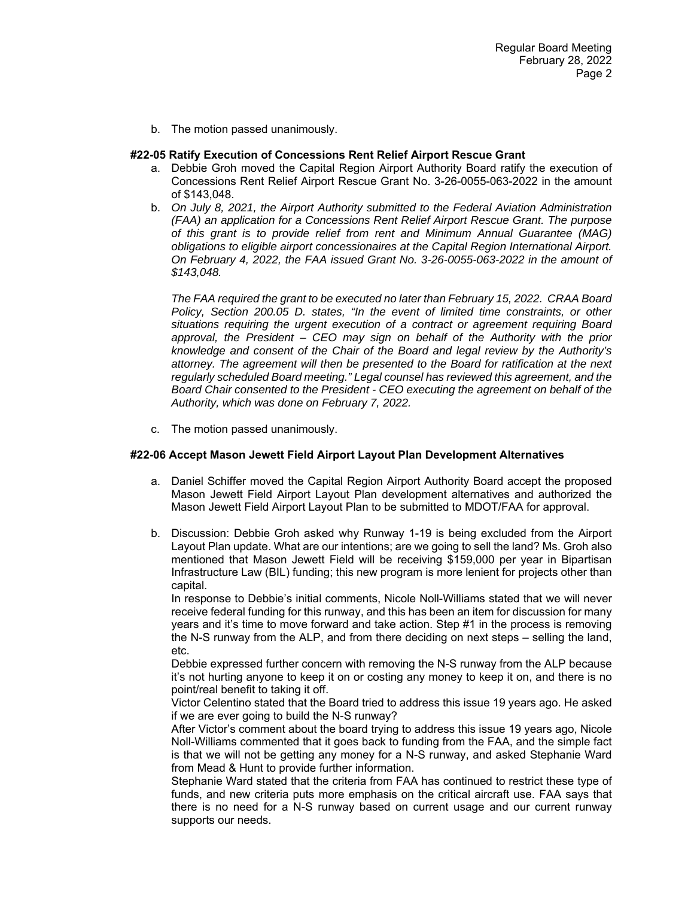b. The motion passed unanimously.

**#22-05 Ratify Execution of Concessions Rent Relief Airport Rescue Grant**

a. Debbie Groh moved the Capital Region Airport Authority Board ratify the execution of Concessions Rent Relief Airport Rescue Grant No. 3-26-0055-063-2022 in the amount of $143,048.

b. *On July 8, 2021, the Airport Authority submitted to the Federal Aviation Administration (FAA) an application for a Concessions Rent Relief Airport Rescue Grant. The purpose of this grant is to provide relief from rent and Minimum Annual Guarantee (MAG) obligations to eligible airport concessionaires at the Capital Region International Airport. On February 4, 2022, the FAA issued Grant No. 3-26-0055-063-2022 in the amount of $143,048.*

   *The FAA required the grant to be executed no later than February 15, 2022. CRAA Board Policy, Section 200.05 D. states, "In the event of limited time constraints, or other situations requiring the urgent execution of a contract or agreement requiring Board approval, the President – CEO may sign on behalf of the Authority with the prior knowledge and consent of the Chair of the Board and legal review by the Authority's attorney. The agreement will then be presented to the Board for ratification at the next regularly scheduled Board meeting." Legal counsel has reviewed this agreement, and the Board Chair consented to the President - CEO executing the agreement on behalf of the Authority, which was done on February 7, 2022.*

c. The motion passed unanimously.

**#22-06 Accept Mason Jewett Field Airport Layout Plan Development Alternatives**

a. Daniel Schiffer moved the Capital Region Airport Authority Board accept the proposed Mason Jewett Field Airport Layout Plan development alternatives and authorized the Mason Jewett Field Airport Layout Plan to be submitted to MDOT/FAA for approval.

b. Discussion: Debbie Groh asked why Runway 1-19 is being excluded from the Airport Layout Plan update. What are our intentions; are we going to sell the land? Ms. Groh also mentioned that Mason Jewett Field will be receiving $159,000 per year in Bipartisan Infrastructure Law (BIL) funding; this new program is more lenient for projects other than capital.

   In response to Debbie's initial comments, Nicole Noll-Williams stated that we will never receive federal funding for this runway, and this has been an item for discussion for many years and it's time to move forward and take action. Step #1 in the process is removing the N-S runway from the ALP, and from there deciding on next steps – selling the land, etc.

   Debbie expressed further concern with removing the N-S runway from the ALP because it's not hurting anyone to keep it on or costing any money to keep it on, and there is no point/real benefit to taking it off.

   Victor Celentino stated that the Board tried to address this issue 19 years ago. He asked if we are ever going to build the N-S runway?

   After Victor's comment about the board trying to address this issue 19 years ago, Nicole Noll-Williams commented that it goes back to funding from the FAA, and the simple fact is that we will not be getting any money for a N-S runway, and asked Stephanie Ward from Mead & Hunt to provide further information.

   Stephanie Ward stated that the criteria from FAA has continued to restrict these type of funds, and new criteria puts more emphasis on the critical aircraft use. FAA says that there is no need for a N-S runway based on current usage and our current runway supports our needs.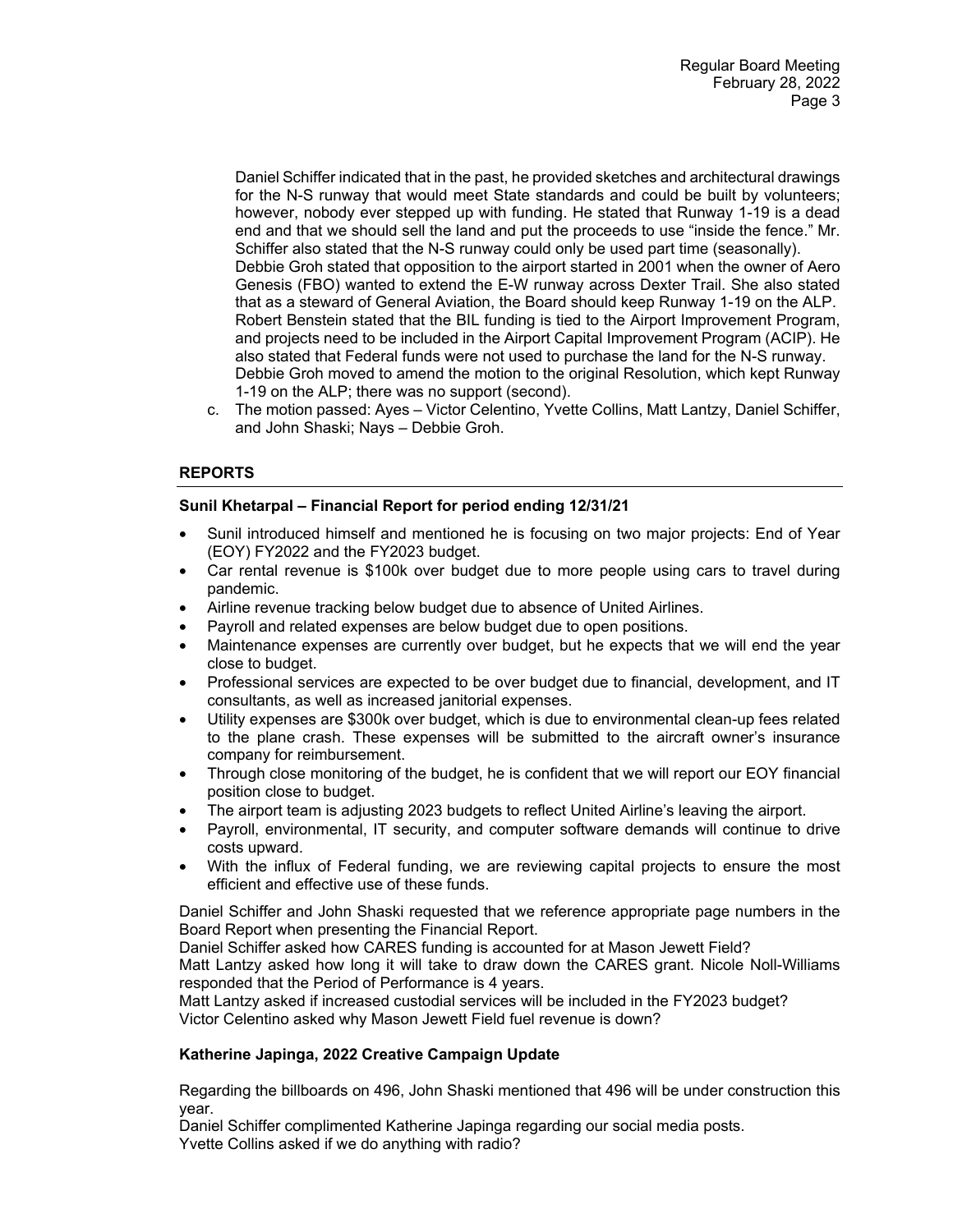Daniel Schiffer indicated that in the past, he provided sketches and architectural drawings for the N-S runway that would meet State standards and could be built by volunteers; however, nobody ever stepped up with funding. He stated that Runway 1-19 is a dead end and that we should sell the land and put the proceeds to use "inside the fence." Mr. Schiffer also stated that the N-S runway could only be used part time (seasonally).
Debbie Groh stated that opposition to the airport started in 2001 when the owner of Aero Genesis (FBO) wanted to extend the E-W runway across Dexter Trail. She also stated that as a steward of General Aviation, the Board should keep Runway 1-19 on the ALP.
Robert Benstein stated that the BIL funding is tied to the Airport Improvement Program, and projects need to be included in the Airport Capital Improvement Program (ACIP). He also stated that Federal funds were not used to purchase the land for the N-S runway.
Debbie Groh moved to amend the motion to the original Resolution, which kept Runway 1-19 on the ALP; there was no support (second).

c. The motion passed: Ayes – Victor Celentino, Yvette Collins, Matt Lantzy, Daniel Schiffer, and John Shaski; Nays – Debbie Groh.

## REPORTS

### Sunil Khetarpal – Financial Report for period ending 12/31/21

- Sunil introduced himself and mentioned he is focusing on two major projects: End of Year (EOY) FY2022 and the FY2023 budget.
- Car rental revenue is $100k over budget due to more people using cars to travel during pandemic.
- Airline revenue tracking below budget due to absence of United Airlines.
- Payroll and related expenses are below budget due to open positions.
- Maintenance expenses are currently over budget, but he expects that we will end the year close to budget.
- Professional services are expected to be over budget due to financial, development, and IT consultants, as well as increased janitorial expenses.
- Utility expenses are $300k over budget, which is due to environmental clean-up fees related to the plane crash. These expenses will be submitted to the aircraft owner's insurance company for reimbursement.
- Through close monitoring of the budget, he is confident that we will report our EOY financial position close to budget.
- The airport team is adjusting 2023 budgets to reflect United Airline's leaving the airport.
- Payroll, environmental, IT security, and computer software demands will continue to drive costs upward.
- With the influx of Federal funding, we are reviewing capital projects to ensure the most efficient and effective use of these funds.

Daniel Schiffer and John Shaski requested that we reference appropriate page numbers in the Board Report when presenting the Financial Report.
Daniel Schiffer asked how CARES funding is accounted for at Mason Jewett Field?
Matt Lantzy asked how long it will take to draw down the CARES grant. Nicole Noll-Williams responded that the Period of Performance is 4 years.
Matt Lantzy asked if increased custodial services will be included in the FY2023 budget?
Victor Celentino asked why Mason Jewett Field fuel revenue is down?

### Katherine Japinga, 2022 Creative Campaign Update

Regarding the billboards on 496, John Shaski mentioned that 496 will be under construction this year.
Daniel Schiffer complimented Katherine Japinga regarding our social media posts.
Yvette Collins asked if we do anything with radio?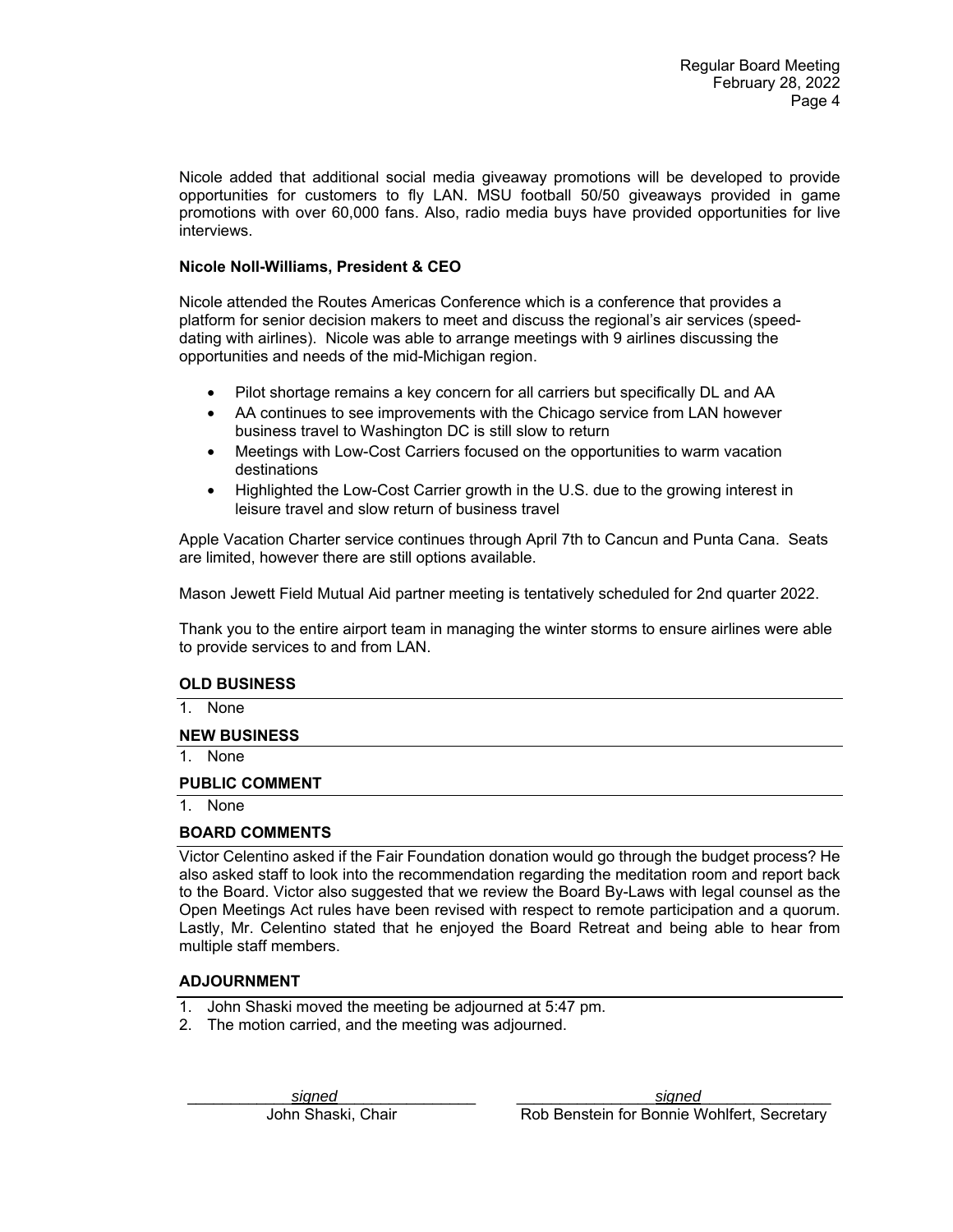Nicole added that additional social media giveaway promotions will be developed to provide opportunities for customers to fly LAN. MSU football 50/50 giveaways provided in game promotions with over 60,000 fans. Also, radio media buys have provided opportunities for live interviews.

**Nicole Noll-Williams, President & CEO**

Nicole attended the Routes Americas Conference which is a conference that provides a platform for senior decision makers to meet and discuss the regional's air services (speed-dating with airlines). Nicole was able to arrange meetings with 9 airlines discussing the opportunities and needs of the mid-Michigan region.

- Pilot shortage remains a key concern for all carriers but specifically DL and AA
- AA continues to see improvements with the Chicago service from LAN however business travel to Washington DC is still slow to return
- Meetings with Low-Cost Carriers focused on the opportunities to warm vacation destinations
- Highlighted the Low-Cost Carrier growth in the U.S. due to the growing interest in leisure travel and slow return of business travel

Apple Vacation Charter service continues through April 7th to Cancun and Punta Cana. Seats are limited, however there are still options available.

Mason Jewett Field Mutual Aid partner meeting is tentatively scheduled for 2nd quarter 2022.

Thank you to the entire airport team in managing the winter storms to ensure airlines were able to provide services to and from LAN.

**OLD BUSINESS**

1. None

**NEW BUSINESS**

1. None

**PUBLIC COMMENT**

1. None

**BOARD COMMENTS**

Victor Celentino asked if the Fair Foundation donation would go through the budget process? He also asked staff to look into the recommendation regarding the meditation room and report back to the Board. Victor also suggested that we review the Board By-Laws with legal counsel as the Open Meetings Act rules have been revised with respect to remote participation and a quorum. Lastly, Mr. Celentino stated that he enjoyed the Board Retreat and being able to hear from multiple staff members.

**ADJOURNMENT**

1. John Shaski moved the meeting be adjourned at 5:47 pm.
2. The motion carried, and the meeting was adjourned.

*signed*
John Shaski, Chair

*signed*
Rob Benstein for Bonnie Wohlfert, Secretary